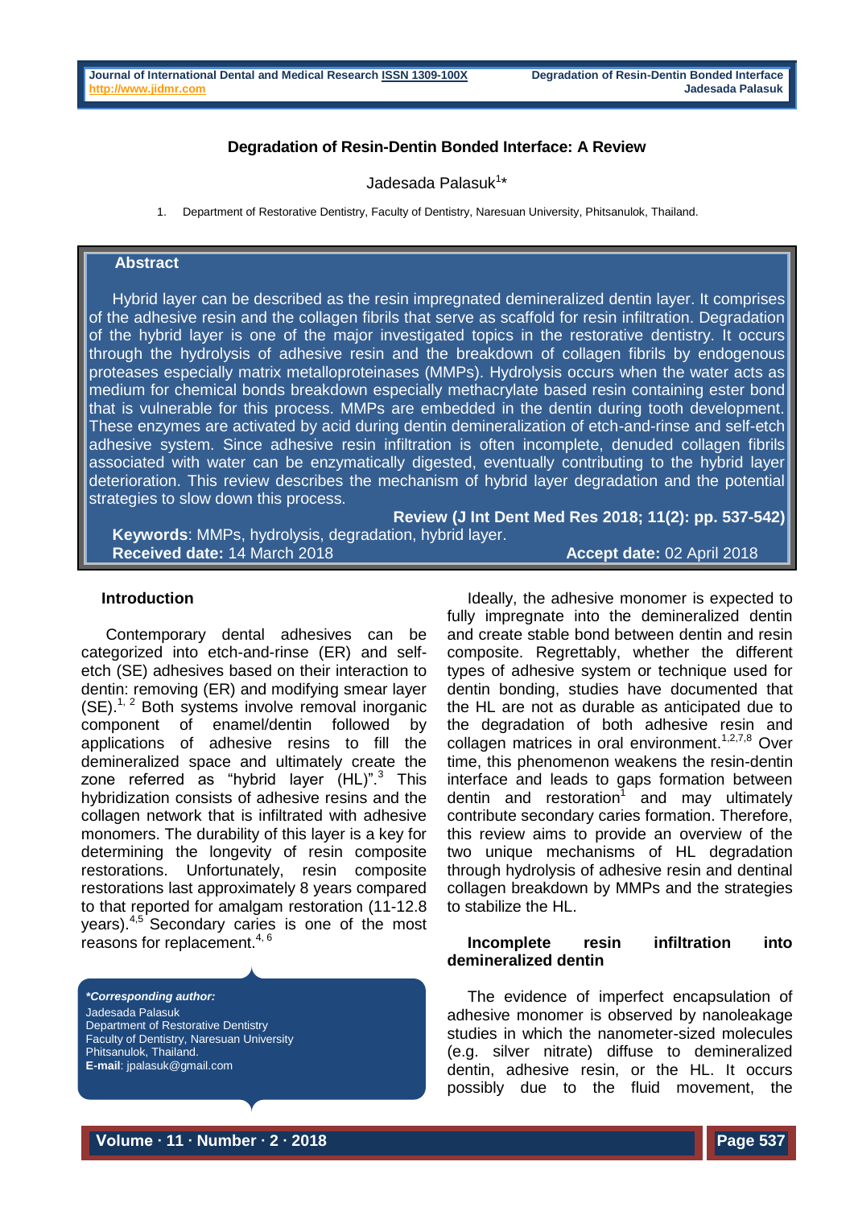# Degradation of Resin-Dentin Bonded Interface: A Review

Jadesada Palasuk[1]*

1. Department of Restorative Dentistry, Faculty of Dentistry, Naresuan University, Phitsanulok, Thailand.

## Abstract

Hybrid layer can be described as the resin impregnated demineralized dentin layer. It comprises of the adhesive resin and the collagen fibrils that serve as scaffold for resin infiltration. Degradation of the hybrid layer is one of the major investigated topics in the restorative dentistry. It occurs through the hydrolysis of adhesive resin and the breakdown of collagen fibrils by endogenous proteases especially matrix metalloproteinases (MMPs). Hydrolysis occurs when the water acts as medium for chemical bonds breakdown especially methacrylate based resin containing ester bond that is vulnerable for this process. MMPs are embedded in the dentin during tooth development. These enzymes are activated by acid during dentin demineralization of etch-and-rinse and self-etch adhesive system. Since adhesive resin infiltration is often incomplete, denuded collagen fibrils associated with water can be enzymatically digested, eventually contributing to the hybrid layer deterioration. This review describes the mechanism of hybrid layer degradation and the potential strategies to slow down this process.

**Review (J Int Dent Med Res 2018; 11(2): pp. 537-542)**

**Keywords**: MMPs, hydrolysis, degradation, hybrid layer.

**Received date:** 14 March 2018 **Accept date:** 02 April 2018

## Introduction

Contemporary dental adhesives can be categorized into etch-and-rinse (ER) and self-etch (SE) adhesives based on their interaction to dentin: removing (ER) and modifying smear layer (SE).[1, 2] Both systems involve removal inorganic component of enamel/dentin followed by applications of adhesive resins to fill the demineralized space and ultimately create the zone referred as "hybrid layer (HL)".[3] This hybridization consists of adhesive resins and the collagen network that is infiltrated with adhesive monomers. The durability of this layer is a key for determining the longevity of resin composite restorations. Unfortunately, resin composite restorations last approximately 8 years compared to that reported for amalgam restoration (11-12.8 years).[4,5] Secondary caries is one of the most reasons for replacement.[4, 6]

***Corresponding author:***
Jadesada Palasuk
Department of Restorative Dentistry
Faculty of Dentistry, Naresuan University
Phitsanulok, Thailand.
**E-mail**: jpalasuk@gmail.com

Ideally, the adhesive monomer is expected to fully impregnate into the demineralized dentin and create stable bond between dentin and resin composite. Regrettably, whether the different types of adhesive system or technique used for dentin bonding, studies have documented that the HL are not as durable as anticipated due to the degradation of both adhesive resin and collagen matrices in oral environment.[1,2,7,8] Over time, this phenomenon weakens the resin-dentin interface and leads to gaps formation between dentin and restoration[1] and may ultimately contribute secondary caries formation. Therefore, this review aims to provide an overview of the two unique mechanisms of HL degradation through hydrolysis of adhesive resin and dentinal collagen breakdown by MMPs and the strategies to stabilize the HL.

## Incomplete resin infiltration into demineralized dentin

The evidence of imperfect encapsulation of adhesive monomer is observed by nanoleakage studies in which the nanometer-sized molecules (e.g. silver nitrate) diffuse to demineralized dentin, adhesive resin, or the HL. It occurs possibly due to the fluid movement, the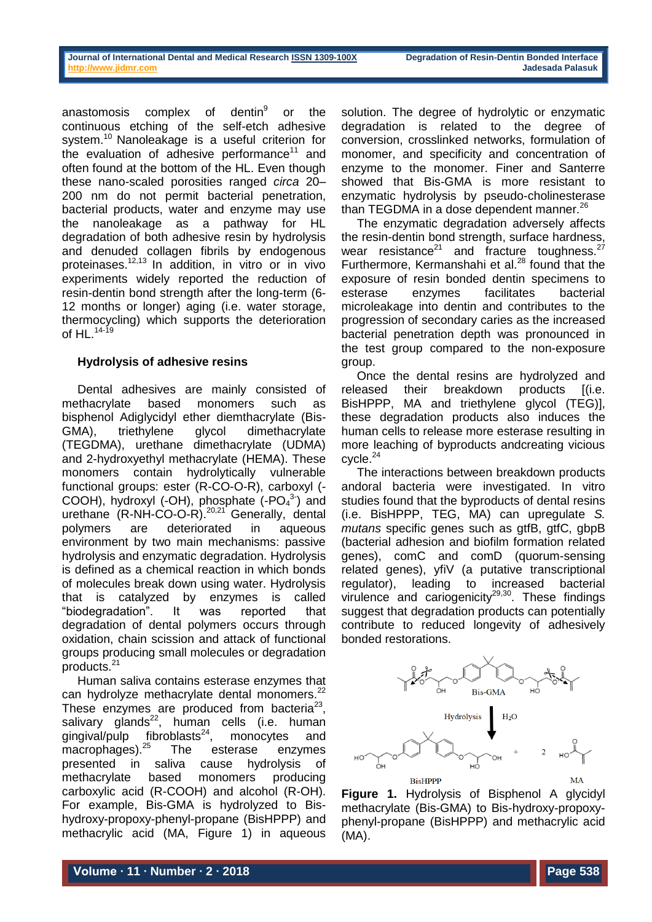anastomosis complex of dentin[9] or the continuous etching of the self-etch adhesive system.[10] Nanoleakage is a useful criterion for the evaluation of adhesive performance[11] and often found at the bottom of the HL. Even though these nano-scaled porosities ranged *circa* 20–200 nm do not permit bacterial penetration, bacterial products, water and enzyme may use the nanoleakage as a pathway for HL degradation of both adhesive resin by hydrolysis and denuded collagen fibrils by endogenous proteinases.[12,13] In addition, in vitro or in vivo experiments widely reported the reduction of resin-dentin bond strength after the long-term (6-12 months or longer) aging (i.e. water storage, thermocycling) which supports the deterioration of HL.[14-19]

### Hydrolysis of adhesive resins

Dental adhesives are mainly consisted of methacrylate based monomers such as bisphenol Adiglycidyl ether diemthacrylate (Bis-GMA), triethylene glycol dimethacrylate (TEGDMA), urethane dimethacrylate (UDMA) and 2-hydroxyethyl methacrylate (HEMA). These monomers contain hydrolytically vulnerable functional groups: ester (R-CO-O-R), carboxyl (-COOH), hydroxyl (-OH), phosphate ($-PO_4^{3-}$) and urethane (R-NH-CO-O-R).[20,21] Generally, dental polymers are deteriorated in aqueous environment by two main mechanisms: passive hydrolysis and enzymatic degradation. Hydrolysis is defined as a chemical reaction in which bonds of molecules break down using water. Hydrolysis that is catalyzed by enzymes is called "biodegradation". It was reported that degradation of dental polymers occurs through oxidation, chain scission and attack of functional groups producing small molecules or degradation products.[21]

Human saliva contains esterase enzymes that can hydrolyze methacrylate dental monomers.[22] These enzymes are produced from bacteria[23], salivary glands[22], human cells (i.e. human gingival/pulp fibroblasts[24], monocytes and macrophages).[25] The esterase enzymes presented in saliva cause hydrolysis of methacrylate based monomers producing carboxylic acid (R-COOH) and alcohol (R-OH). For example, Bis-GMA is hydrolyzed to Bis-hydroxy-propoxy-phenyl-propane (BisHPPP) and methacrylic acid (MA, Figure 1) in aqueous solution. The degree of hydrolytic or enzymatic degradation is related to the degree of conversion, crosslinked networks, formulation of monomer, and specificity and concentration of enzyme to the monomer. Finer and Santerre showed that Bis-GMA is more resistant to enzymatic hydrolysis by pseudo-cholinesterase than TEGDMA in a dose dependent manner.[26]

The enzymatic degradation adversely affects the resin-dentin bond strength, surface hardness, wear resistance[21] and fracture toughness.[27] Furthermore, Kermanshahi et al.[28] found that the exposure of resin bonded dentin specimens to esterase enzymes facilitates bacterial microleakage into dentin and contributes to the progression of secondary caries as the increased bacterial penetration depth was pronounced in the test group compared to the non-exposure group.

Once the dental resins are hydrolyzed and released their breakdown products [(i.e. BisHPPP, MA and triethylene glycol (TEG)], these degradation products also induces the human cells to release more esterase resulting in more leaching of byproducts andcreating vicious cycle.[24]

The interactions between breakdown products andoral bacteria were investigated. In vitro studies found that the byproducts of dental resins (i.e. BisHPPP, TEG, MA) can upregulate *S. mutans* specific genes such as gtfB, gtfC, gbpB (bacterial adhesion and biofilm formation related genes), comC and comD (quorum-sensing related genes), yfiV (a putative transcriptional regulator), leading to increased bacterial virulence and cariogenicity[29,30]. These findings suggest that degradation products can potentially contribute to reduced longevity of adhesively bonded restorations.

**Figure 1.** Hydrolysis of Bisphenol A glycidyl methacrylate (Bis-GMA) to Bis-hydroxy-propoxy-phenyl-propane (BisHPPP) and methacrylic acid (MA).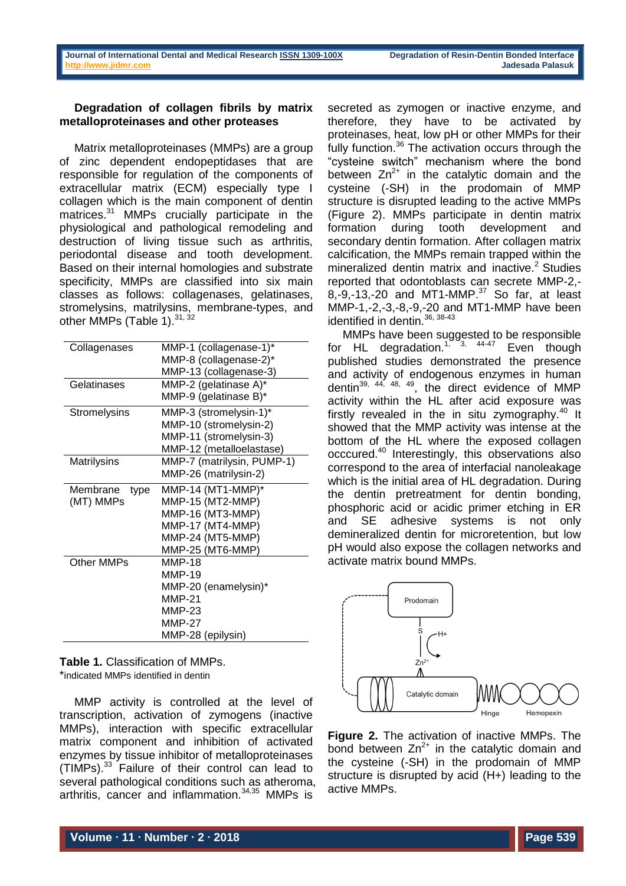### Degradation of collagen fibrils by matrix metalloproteinases and other proteases

Matrix metalloproteinases (MMPs) are a group of zinc dependent endopeptidases that are responsible for regulation of the components of extracellular matrix (ECM) especially type I collagen which is the main component of dentin matrices.[31] MMPs crucially participate in the physiological and pathological remodeling and destruction of living tissue such as arthritis, periodontal disease and tooth development. Based on their internal homologies and substrate specificity, MMPs are classified into six main classes as follows: collagenases, gelatinases, stromelysins, matrilysins, membrane-types, and other MMPs (Table 1).[31, 32]

| | |
|---|---|
| Collagenases | MMP-1 (collagenase-1)* <br> MMP-8 (collagenase-2)* <br> MMP-13 (collagenase-3) |
| Gelatinases | MMP-2 (gelatinase A)* <br> MMP-9 (gelatinase B)* |
| Stromelysins | MMP-3 (stromelysin-1)* <br> MMP-10 (stromelysin-2) <br> MMP-11 (stromelysin-3) <br> MMP-12 (metalloelastase) |
| Matrilysins | MMP-7 (matrilysin, PUMP-1) <br> MMP-26 (matrilysin-2) |
| Membrane type (MT) MMPs | MMP-14 (MT1-MMP)* <br> MMP-15 (MT2-MMP) <br> MMP-16 (MT3-MMP) <br> MMP-17 (MT4-MMP) <br> MMP-24 (MT5-MMP) <br> MMP-25 (MT6-MMP) |
| Other MMPs | MMP-18 <br> MMP-19 <br> MMP-20 (enamelysin)* <br> MMP-21 <br> MMP-23 <br> MMP-27 <br> MMP-28 (epilysin) |

**Table 1.** Classification of MMPs.
*indicated MMPs identified in dentin

MMP activity is controlled at the level of transcription, activation of zymogens (inactive MMPs), interaction with specific extracellular matrix component and inhibition of activated enzymes by tissue inhibitor of metalloproteinases (TIMPs).[33] Failure of their control can lead to several pathological conditions such as atheroma, arthritis, cancer and inflammation.[34,35] MMPs is secreted as zymogen or inactive enzyme, and therefore, they have to be activated by proteinases, heat, low pH or other MMPs for their fully function.[36] The activation occurs through the "cysteine switch" mechanism where the bond between $Zn^{2+}$ in the catalytic domain and the cysteine (-SH) in the prodomain of MMP structure is disrupted leading to the active MMPs (Figure 2). MMPs participate in dentin matrix formation during tooth development and secondary dentin formation. After collagen matrix calcification, the MMPs remain trapped within the mineralized dentin matrix and inactive.[2] Studies reported that odontoblasts can secrete MMP-2,-8,-9,-13,-20 and MT1-MMP.[37] So far, at least MMP-1,-2,-3,-8,-9,-20 and MT1-MMP have been identified in dentin.[36, 38-43]

MMPs have been suggested to be responsible for HL degradation.[1, 3, 44-47] Even though published studies demonstrated the presence and activity of endogenous enzymes in human dentin[39, 44, 48, 49], the direct evidence of MMP activity within the HL after acid exposure was firstly revealed in the in situ zymography.[40] It showed that the MMP activity was intense at the bottom of the HL where the exposed collagen occcured.[40] Interestingly, this observations also correspond to the area of interfacial nanoleakage which is the initial area of HL degradation. During the dentin pretreatment for dentin bonding, phosphoric acid or acidic primer etching in ER and SE adhesive systems is not only demineralized dentin for microretention, but low pH would also expose the collagen networks and activate matrix bound MMPs.

**Figure 2.** The activation of inactive MMPs. The bond between $Zn^{2+}$ in the catalytic domain and the cysteine (-SH) in the prodomain of MMP structure is disrupted by acid (H+) leading to the active MMPs.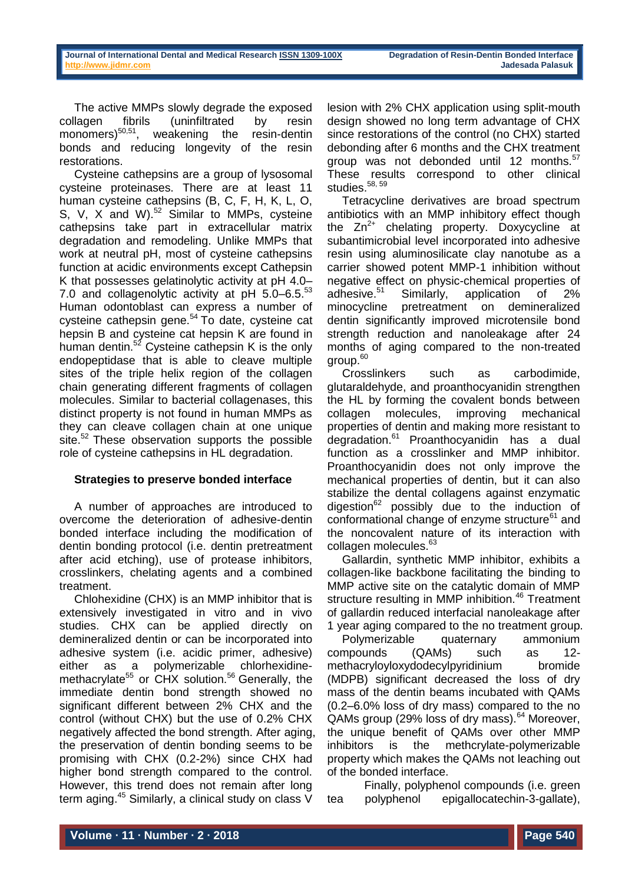The active MMPs slowly degrade the exposed collagen fibrils (uninfiltrated by resin monomers)[50,51], weakening the resin-dentin bonds and reducing longevity of the resin restorations.

Cysteine cathepsins are a group of lysosomal cysteine proteinases. There are at least 11 human cysteine cathepsins (B, C, F, H, K, L, O, S, V, X and W).[52] Similar to MMPs, cysteine cathepsins take part in extracellular matrix degradation and remodeling. Unlike MMPs that work at neutral pH, most of cysteine cathepsins function at acidic environments except Cathepsin K that possesses gelatinolytic activity at pH 4.0–7.0 and collagenolytic activity at pH 5.0–6.5.[53] Human odontoblast can express a number of cysteine cathepsin gene.[54] To date, cysteine cat hepsin B and cysteine cat hepsin K are found in human dentin.[52] Cysteine cathepsin K is the only endopeptidase that is able to cleave multiple sites of the triple helix region of the collagen chain generating different fragments of collagen molecules. Similar to bacterial collagenases, this distinct property is not found in human MMPs as they can cleave collagen chain at one unique site.[52] These observation supports the possible role of cysteine cathepsins in HL degradation.

**Strategies to preserve bonded interface**

A number of approaches are introduced to overcome the deterioration of adhesive-dentin bonded interface including the modification of dentin bonding protocol (i.e. dentin pretreatment after acid etching), use of protease inhibitors, crosslinkers, chelating agents and a combined treatment.

Chlohexidine (CHX) is an MMP inhibitor that is extensively investigated in vitro and in vivo studies. CHX can be applied directly on demineralized dentin or can be incorporated into adhesive system (i.e. acidic primer, adhesive) either as a polymerizable chlorhexidine-methacrylate[55] or CHX solution.[56] Generally, the immediate dentin bond strength showed no significant different between 2% CHX and the control (without CHX) but the use of 0.2% CHX negatively affected the bond strength. After aging, the preservation of dentin bonding seems to be promising with CHX (0.2-2%) since CHX had higher bond strength compared to the control. However, this trend does not remain after long term aging.[45] Similarly, a clinical study on class V lesion with 2% CHX application using split-mouth design showed no long term advantage of CHX since restorations of the control (no CHX) started debonding after 6 months and the CHX treatment group was not debonded until 12 months.[57] These results correspond to other clinical studies.[58, 59]

Tetracycline derivatives are broad spectrum antibiotics with an MMP inhibitory effect though the $Zn^{2+}$ chelating property. Doxycycline at subantimicrobial level incorporated into adhesive resin using aluminosilicate clay nanotube as a carrier showed potent MMP-1 inhibition without negative effect on physic-chemical properties of adhesive.[51] Similarly, application of 2% minocycline pretreatment on demineralized dentin significantly improved microtensile bond strength reduction and nanoleakage after 24 months of aging compared to the non-treated group.[60]

Crosslinkers such as carbodimide, glutaraldehyde, and proanthocyanidin strengthen the HL by forming the covalent bonds between collagen molecules, improving mechanical properties of dentin and making more resistant to degradation.[61] Proanthocyanidin has a dual function as a crosslinker and MMP inhibitor. Proanthocyanidin does not only improve the mechanical properties of dentin, but it can also stabilize the dental collagens against enzymatic digestion[62] possibly due to the induction of conformational change of enzyme structure[61] and the noncovalent nature of its interaction with collagen molecules.[63]

Gallardin, synthetic MMP inhibitor, exhibits a collagen-like backbone facilitating the binding to MMP active site on the catalytic domain of MMP structure resulting in MMP inhibition.[46] Treatment of gallardin reduced interfacial nanoleakage after 1 year aging compared to the no treatment group.

Polymerizable quaternary ammonium compounds (QAMs) such as 12-methacryloyloxydodecylpyridinium bromide (MDPB) significant decreased the loss of dry mass of the dentin beams incubated with QAMs (0.2–6.0% loss of dry mass) compared to the no QAMs group (29% loss of dry mass).[64] Moreover, the unique benefit of QAMs over other MMP inhibitors is the methcrylate-polymerizable property which makes the QAMs not leaching out of the bonded interface.

Finally, polyphenol compounds (i.e. green tea polyphenol epigallocatechin-3-gallate),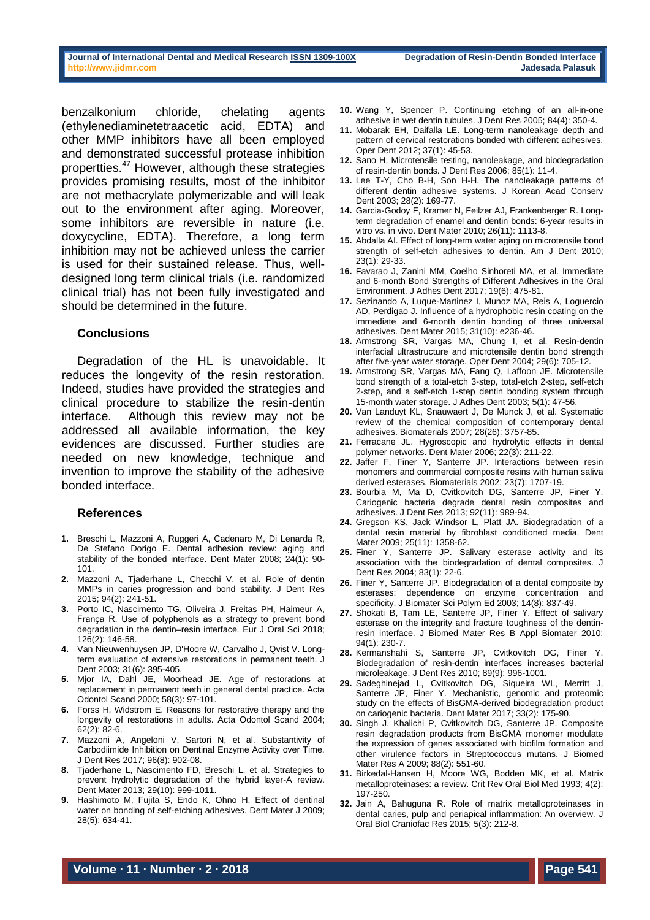benzalkonium chloride, chelating agents (ethylenediaminetetraacetic acid, EDTA) and other MMP inhibitors have all been employed and demonstrated successful protease inhibition propertties.[47] However, although these strategies provides promising results, most of the inhibitor are not methacrylate polymerizable and will leak out to the environment after aging. Moreover, some inhibitors are reversible in nature (i.e. doxycycline, EDTA). Therefore, a long term inhibition may not be achieved unless the carrier is used for their sustained release. Thus, well-designed long term clinical trials (i.e. randomized clinical trial) has not been fully investigated and should be determined in the future.

## Conclusions

Degradation of the HL is unavoidable. It reduces the longevity of the resin restoration. Indeed, studies have provided the strategies and clinical procedure to stabilize the resin-dentin interface. Although this review may not be addressed all available information, the key evidences are discussed. Further studies are needed on new knowledge, technique and invention to improve the stability of the adhesive bonded interface.

## References

1. Breschi L, Mazzoni A, Ruggeri A, Cadenaro M, Di Lenarda R, De Stefano Dorigo E. Dental adhesion review: aging and stability of the bonded interface. Dent Mater 2008; 24(1): 90-101.
2. Mazzoni A, Tjaderhane L, Checchi V, et al. Role of dentin MMPs in caries progression and bond stability. J Dent Res 2015; 94(2): 241-51.
3. Porto IC, Nascimento TG, Oliveira J, Freitas PH, Haimeur A, França R. Use of polyphenols as a strategy to prevent bond degradation in the dentin–resin interface. Eur J Oral Sci 2018; 126(2): 146-58.
4. Van Nieuwenhuysen JP, D'Hoore W, Carvalho J, Qvist V. Long-term evaluation of extensive restorations in permanent teeth. J Dent 2003; 31(6): 395-405.
5. Mjor IA, Dahl JE, Moorhead JE. Age of restorations at replacement in permanent teeth in general dental practice. Acta Odontol Scand 2000; 58(3): 97-101.
6. Forss H, Widstrom E. Reasons for restorative therapy and the longevity of restorations in adults. Acta Odontol Scand 2004; 62(2): 82-6.
7. Mazzoni A, Angeloni V, Sartori N, et al. Substantivity of Carbodiimide Inhibition on Dentinal Enzyme Activity over Time. J Dent Res 2017; 96(8): 902-08.
8. Tjaderhane L, Nascimento FD, Breschi L, et al. Strategies to prevent hydrolytic degradation of the hybrid layer-A review. Dent Mater 2013; 29(10): 999-1011.
9. Hashimoto M, Fujita S, Endo K, Ohno H. Effect of dentinal water on bonding of self-etching adhesives. Dent Mater J 2009; 28(5): 634-41.
10. Wang Y, Spencer P. Continuing etching of an all-in-one adhesive in wet dentin tubules. J Dent Res 2005; 84(4): 350-4.
11. Mobarak EH, Daifalla LE. Long-term nanoleakage depth and pattern of cervical restorations bonded with different adhesives. Oper Dent 2012; 37(1): 45-53.
12. Sano H. Microtensile testing, nanoleakage, and biodegradation of resin-dentin bonds. J Dent Res 2006; 85(1): 11-4.
13. Lee T-Y, Cho B-H, Son H-H. The nanoleakage patterns of different dentin adhesive systems. J Korean Acad Conserv Dent 2003; 28(2): 169-77.
14. Garcia-Godoy F, Kramer N, Feilzer AJ, Frankenberger R. Long-term degradation of enamel and dentin bonds: 6-year results in vitro vs. in vivo. Dent Mater 2010; 26(11): 1113-8.
15. Abdalla AI. Effect of long-term water aging on microtensile bond strength of self-etch adhesives to dentin. Am J Dent 2010; 23(1): 29-33.
16. Favarao J, Zanini MM, Coelho Sinhoreti MA, et al. Immediate and 6-month Bond Strengths of Different Adhesives in the Oral Environment. J Adhes Dent 2017; 19(6): 475-81.
17. Sezinando A, Luque-Martinez I, Munoz MA, Reis A, Loguercio AD, Perdigao J. Influence of a hydrophobic resin coating on the immediate and 6-month dentin bonding of three universal adhesives. Dent Mater 2015; 31(10): e236-46.
18. Armstrong SR, Vargas MA, Chung I, et al. Resin-dentin interfacial ultrastructure and microtensile dentin bond strength after five-year water storage. Oper Dent 2004; 29(6): 705-12.
19. Armstrong SR, Vargas MA, Fang Q, Laffoon JE. Microtensile bond strength of a total-etch 3-step, total-etch 2-step, self-etch 2-step, and a self-etch 1-step dentin bonding system through 15-month water storage. J Adhes Dent 2003; 5(1): 47-56.
20. Van Landuyt KL, Snauwaert J, De Munck J, et al. Systematic review of the chemical composition of contemporary dental adhesives. Biomaterials 2007; 28(26): 3757-85.
21. Ferracane JL. Hygroscopic and hydrolytic effects in dental polymer networks. Dent Mater 2006; 22(3): 211-22.
22. Jaffer F, Finer Y, Santerre JP. Interactions between resin monomers and commercial composite resins with human saliva derived esterases. Biomaterials 2002; 23(7): 1707-19.
23. Bourbia M, Ma D, Cvitkovitch DG, Santerre JP, Finer Y. Cariogenic bacteria degrade dental resin composites and adhesives. J Dent Res 2013; 92(11): 989-94.
24. Gregson KS, Jack Windsor L, Platt JA. Biodegradation of a dental resin material by fibroblast conditioned media. Dent Mater 2009; 25(11): 1358-62.
25. Finer Y, Santerre JP. Salivary esterase activity and its association with the biodegradation of dental composites. J Dent Res 2004; 83(1): 22-6.
26. Finer Y, Santerre JP. Biodegradation of a dental composite by esterases: dependence on enzyme concentration and specificity. J Biomater Sci Polym Ed 2003; 14(8): 837-49.
27. Shokati B, Tam LE, Santerre JP, Finer Y. Effect of salivary esterase on the integrity and fracture toughness of the dentin-resin interface. J Biomed Mater Res B Appl Biomater 2010; 94(1): 230-7.
28. Kermanshahi S, Santerre JP, Cvitkovitch DG, Finer Y. Biodegradation of resin-dentin interfaces increases bacterial microleakage. J Dent Res 2010; 89(9): 996-1001.
29. Sadeghinejad L, Cvitkovitch DG, Siqueira WL, Merritt J, Santerre JP, Finer Y. Mechanistic, genomic and proteomic study on the effects of BisGMA-derived biodegradation product on cariogenic bacteria. Dent Mater 2017; 33(2): 175-90.
30. Singh J, Khalichi P, Cvitkovitch DG, Santerre JP. Composite resin degradation products from BisGMA monomer modulate the expression of genes associated with biofilm formation and other virulence factors in Streptococcus mutans. J Biomed Mater Res A 2009; 88(2): 551-60.
31. Birkedal-Hansen H, Moore WG, Bodden MK, et al. Matrix metalloproteinases: a review. Crit Rev Oral Biol Med 1993; 4(2): 197-250.
32. Jain A, Bahuguna R. Role of matrix metalloproteinases in dental caries, pulp and periapical inflammation: An overview. J Oral Biol Craniofac Res 2015; 5(3): 212-8.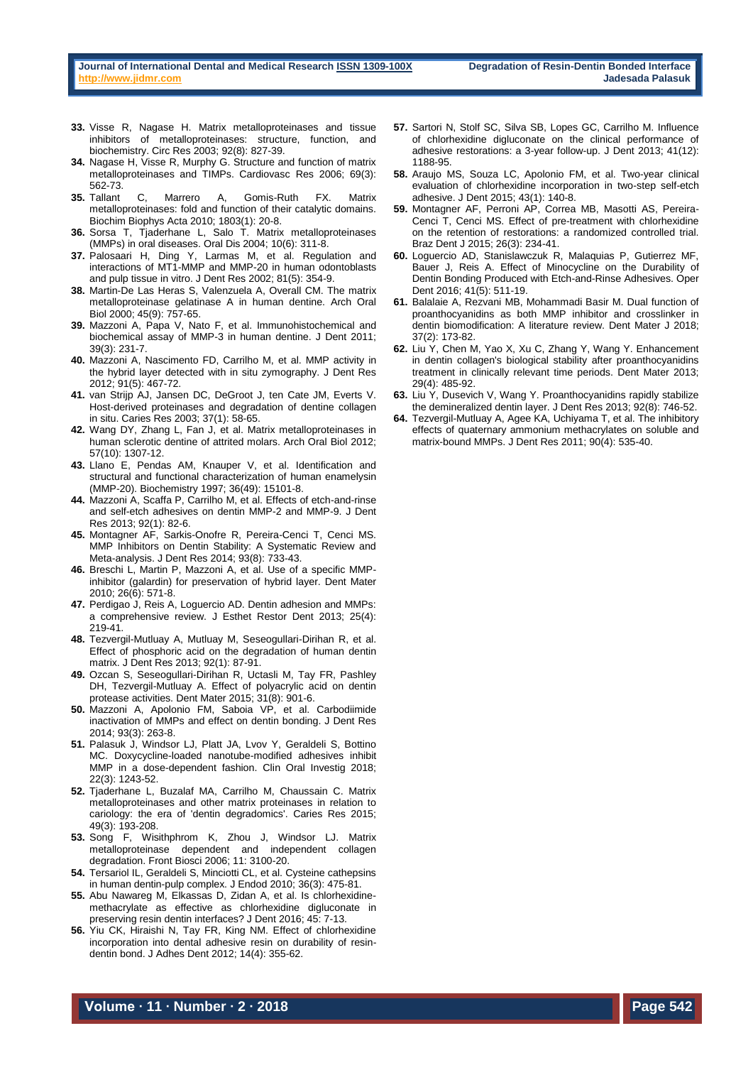33. Visse R, Nagase H. Matrix metalloproteinases and tissue inhibitors of metalloproteinases: structure, function, and biochemistry. Circ Res 2003; 92(8): 827-39.
34. Nagase H, Visse R, Murphy G. Structure and function of matrix metalloproteinases and TIMPs. Cardiovasc Res 2006; 69(3): 562-73.
35. Tallant C, Marrero A, Gomis-Ruth FX. Matrix metalloproteinases: fold and function of their catalytic domains. Biochim Biophys Acta 2010; 1803(1): 20-8.
36. Sorsa T, Tjaderhane L, Salo T. Matrix metalloproteinases (MMPs) in oral diseases. Oral Dis 2004; 10(6): 311-8.
37. Palosaari H, Ding Y, Larmas M, et al. Regulation and interactions of MT1-MMP and MMP-20 in human odontoblasts and pulp tissue in vitro. J Dent Res 2002; 81(5): 354-9.
38. Martin-De Las Heras S, Valenzuela A, Overall CM. The matrix metalloproteinase gelatinase A in human dentine. Arch Oral Biol 2000; 45(9): 757-65.
39. Mazzoni A, Papa V, Nato F, et al. Immunohistochemical and biochemical assay of MMP-3 in human dentine. J Dent 2011; 39(3): 231-7.
40. Mazzoni A, Nascimento FD, Carrilho M, et al. MMP activity in the hybrid layer detected with in situ zymography. J Dent Res 2012; 91(5): 467-72.
41. van Strijp AJ, Jansen DC, DeGroot J, ten Cate JM, Everts V. Host-derived proteinases and degradation of dentine collagen in situ. Caries Res 2003; 37(1): 58-65.
42. Wang DY, Zhang L, Fan J, et al. Matrix metalloproteinases in human sclerotic dentine of attrited molars. Arch Oral Biol 2012; 57(10): 1307-12.
43. Llano E, Pendas AM, Knauper V, et al. Identification and structural and functional characterization of human enamelysin (MMP-20). Biochemistry 1997; 36(49): 15101-8.
44. Mazzoni A, Scaffa P, Carrilho M, et al. Effects of etch-and-rinse and self-etch adhesives on dentin MMP-2 and MMP-9. J Dent Res 2013; 92(1): 82-6.
45. Montagner AF, Sarkis-Onofre R, Pereira-Cenci T, Cenci MS. MMP Inhibitors on Dentin Stability: A Systematic Review and Meta-analysis. J Dent Res 2014; 93(8): 733-43.
46. Breschi L, Martin P, Mazzoni A, et al. Use of a specific MMP-inhibitor (galardin) for preservation of hybrid layer. Dent Mater 2010; 26(6): 571-8.
47. Perdigao J, Reis A, Loguercio AD. Dentin adhesion and MMPs: a comprehensive review. J Esthet Restor Dent 2013; 25(4): 219-41.
48. Tezvergil-Mutluay A, Mutluay M, Seseogullari-Dirihan R, et al. Effect of phosphoric acid on the degradation of human dentin matrix. J Dent Res 2013; 92(1): 87-91.
49. Ozcan S, Seseogullari-Dirihan R, Uctasli M, Tay FR, Pashley DH, Tezvergil-Mutluay A. Effect of polyacrylic acid on dentin protease activities. Dent Mater 2015; 31(8): 901-6.
50. Mazzoni A, Apolonio FM, Saboia VP, et al. Carbodiimide inactivation of MMPs and effect on dentin bonding. J Dent Res 2014; 93(3): 263-8.
51. Palasuk J, Windsor LJ, Platt JA, Lvov Y, Geraldeli S, Bottino MC. Doxycycline-loaded nanotube-modified adhesives inhibit MMP in a dose-dependent fashion. Clin Oral Investig 2018; 22(3): 1243-52.
52. Tjaderhane L, Buzalaf MA, Carrilho M, Chaussain C. Matrix metalloproteinases and other matrix proteinases in relation to cariology: the era of 'dentin degradomics'. Caries Res 2015; 49(3): 193-208.
53. Song F, Wisithphrom K, Zhou J, Windsor LJ. Matrix metalloproteinase dependent and independent collagen degradation. Front Biosci 2006; 11: 3100-20.
54. Tersariol IL, Geraldeli S, Minciotti CL, et al. Cysteine cathepsins in human dentin-pulp complex. J Endod 2010; 36(3): 475-81.
55. Abu Nawareg M, Elkassas D, Zidan A, et al. Is chlorhexidine-methacrylate as effective as chlorhexidine digluconate in preserving resin dentin interfaces? J Dent 2016; 45: 7-13.
56. Yiu CK, Hiraishi N, Tay FR, King NM. Effect of chlorhexidine incorporation into dental adhesive resin on durability of resin-dentin bond. J Adhes Dent 2012; 14(4): 355-62.
57. Sartori N, Stolf SC, Silva SB, Lopes GC, Carrilho M. Influence of chlorhexidine digluconate on the clinical performance of adhesive restorations: a 3-year follow-up. J Dent 2013; 41(12): 1188-95.
58. Araujo MS, Souza LC, Apolonio FM, et al. Two-year clinical evaluation of chlorhexidine incorporation in two-step self-etch adhesive. J Dent 2015; 43(1): 140-8.
59. Montagner AF, Perroni AP, Correa MB, Masotti AS, Pereira-Cenci T, Cenci MS. Effect of pre-treatment with chlorhexidine on the retention of restorations: a randomized controlled trial. Braz Dent J 2015; 26(3): 234-41.
60. Loguercio AD, Stanislawczuk R, Malaquias P, Gutierrez MF, Bauer J, Reis A. Effect of Minocycline on the Durability of Dentin Bonding Produced with Etch-and-Rinse Adhesives. Oper Dent 2016; 41(5): 511-19.
61. Balalaie A, Rezvani MB, Mohammadi Basir M. Dual function of proanthocyanidins as both MMP inhibitor and crosslinker in dentin biomodification: A literature review. Dent Mater J 2018; 37(2): 173-82.
62. Liu Y, Chen M, Yao X, Xu C, Zhang Y, Wang Y. Enhancement in dentin collagen's biological stability after proanthocyanidins treatment in clinically relevant time periods. Dent Mater 2013; 29(4): 485-92.
63. Liu Y, Dusevich V, Wang Y. Proanthocyanidins rapidly stabilize the demineralized dentin layer. J Dent Res 2013; 92(8): 746-52.
64. Tezvergil-Mutluay A, Agee KA, Uchiyama T, et al. The inhibitory effects of quaternary ammonium methacrylates on soluble and matrix-bound MMPs. J Dent Res 2011; 90(4): 535-40.